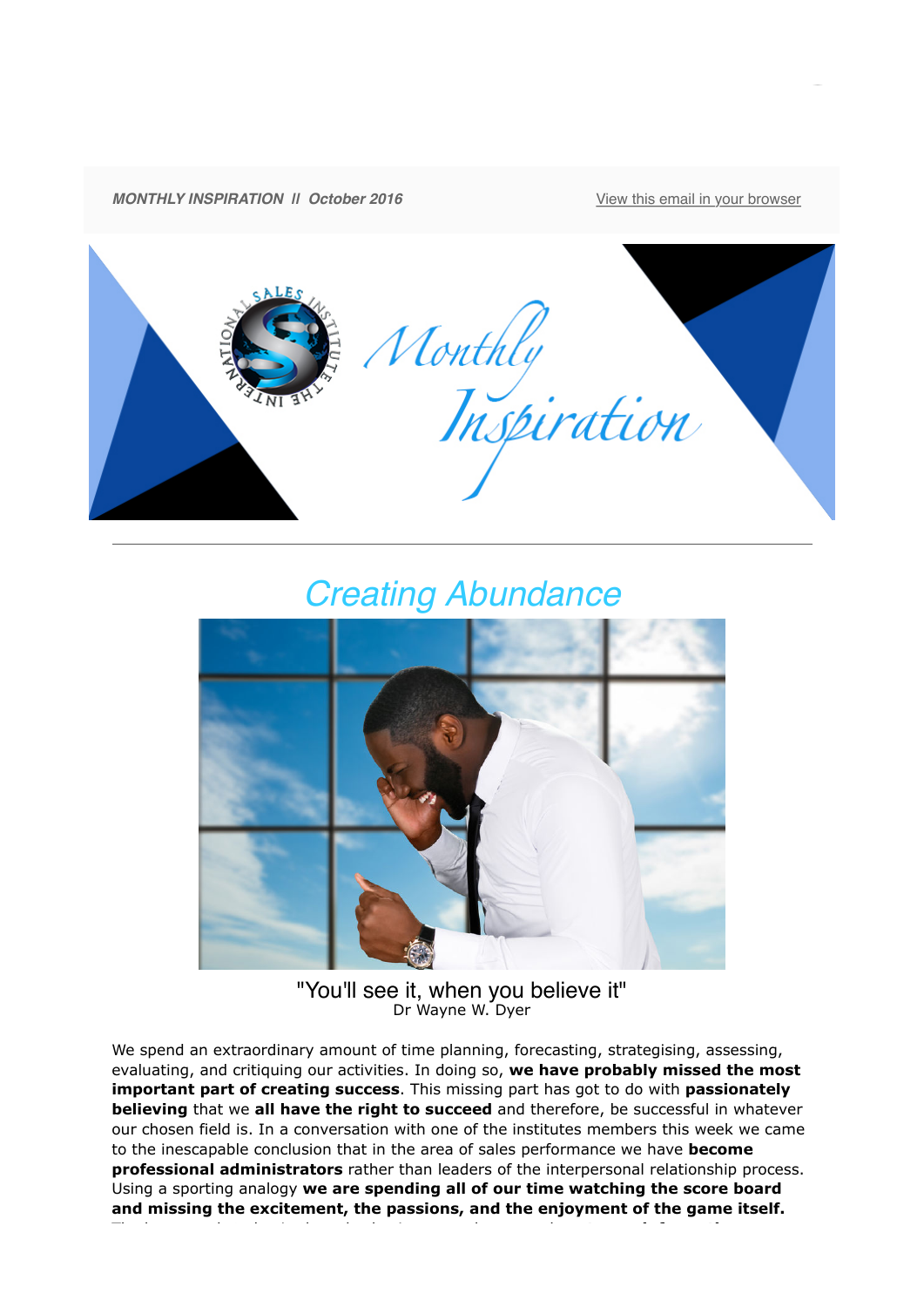***MONTHLY INSPIRATION // October 2016*** View this email in your browser

# *Creating Abundance*

"You'll see it, when you believe it"
Dr Wayne W. Dyer

We spend an extraordinary amount of time planning, forecasting, strategising, assessing, evaluating, and critiquing our activities. In doing so, **we have probably missed the most important part of creating success**. This missing part has got to do with **passionately believing** that we **all have the right to succeed** and therefore, be successful in whatever our chosen field is. In a conversation with one of the institutes members this week we came to the inescapable conclusion that in the area of sales performance we have **become professional administrators** rather than leaders of the interpersonal relationship process. Using a sporting analogy **we are spending all of our time watching the score board and missing the excitement, the passions, and the enjoyment of the game itself.**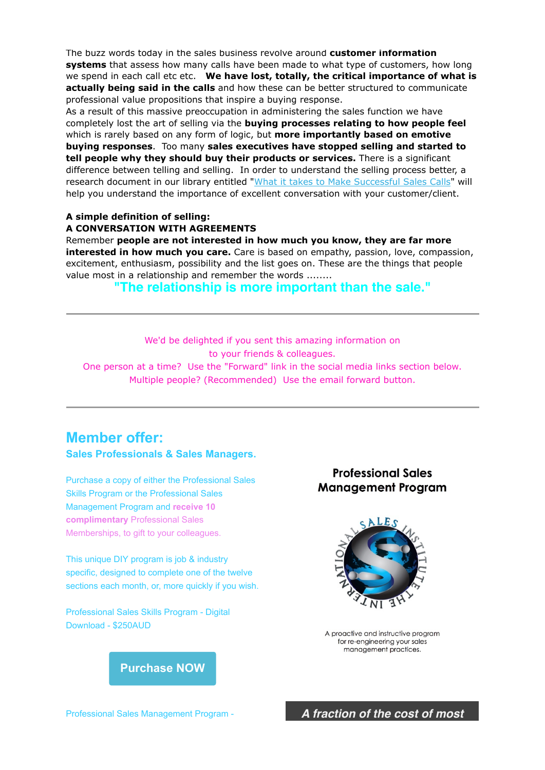The buzz words today in the sales business revolve around **customer information systems** that assess how many calls have been made to what type of customers, how long we spend in each call etc etc. **We have lost, totally, the critical importance of what is actually being said in the calls** and how these can be better structured to communicate professional value propositions that inspire a buying response.

As a result of this massive preoccupation in administering the sales function we have completely lost the art of selling via the **buying processes relating to how people feel** which is rarely based on any form of logic, but **more importantly based on emotive buying responses**. Too many **sales executives have stopped selling and started to tell people why they should buy their products or services.** There is a significant difference between telling and selling. In order to understand the selling process better, a research document in our library entitled "[What it takes to Make Successful Sales Calls]" will help you understand the importance of excellent conversation with your customer/client.

**A simple definition of selling:**
**A CONVERSATION WITH AGREEMENTS**

Remember **people are not interested in how much you know, they are far more interested in how much you care.** Care is based on empathy, passion, love, compassion, excitement, enthusiasm, possibility and the list goes on. These are the things that people value most in a relationship and remember the words ........

**"The relationship is more important than the sale."**

---

We'd be delighted if you sent this amazing information on to your friends & colleagues.
One person at a time? Use the "Forward" link in the social media links section below.
Multiple people? (Recommended) Use the email forward button.

---

## Member offer:

### Sales Professionals & Sales Managers.

Purchase a copy of either the Professional Sales Skills Program or the Professional Sales Management Program and **receive 10 complimentary** Professional Sales Memberships, to gift to your colleagues.

This unique DIY program is job & industry specific, designed to complete one of the twelve sections each month, or, more quickly if you wish.

Professional Sales Skills Program - Digital Download - $250AUD

**Purchase NOW**

Professional Sales Management Program -

**Professional Sales Management Program**

THE INTERNATIONAL SALES INSTITUTE

A proactive and instructive program for re-engineering your sales management practices.

***A fraction of the cost of most***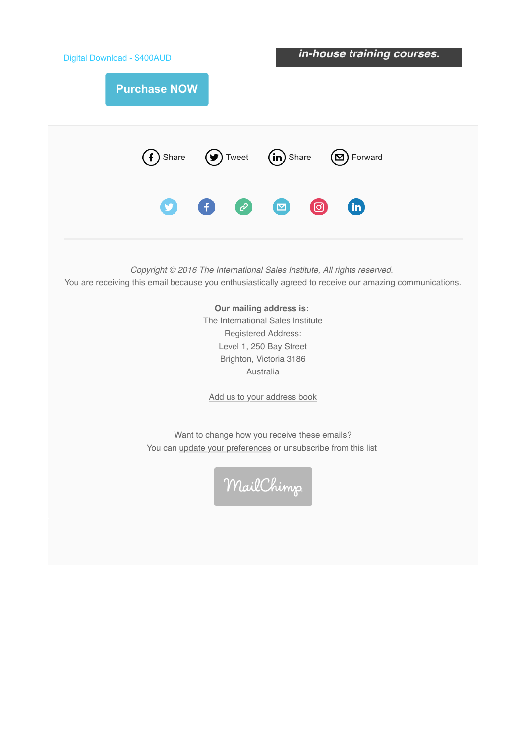Digital Download - $400AUD

Purchase NOW

*in-house training courses.*

Share Tweet Share Forward

*Copyright © 2016 The International Sales Institute, All rights reserved.*
You are receiving this email because you enthusiastically agreed to receive our amazing communications.

**Our mailing address is:**
The International Sales Institute
Registered Address:
Level 1, 250 Bay Street
Brighton, Victoria 3186
Australia

Add us to your address book

Want to change how you receive these emails?
You can update your preferences or unsubscribe from this list

MailChimp